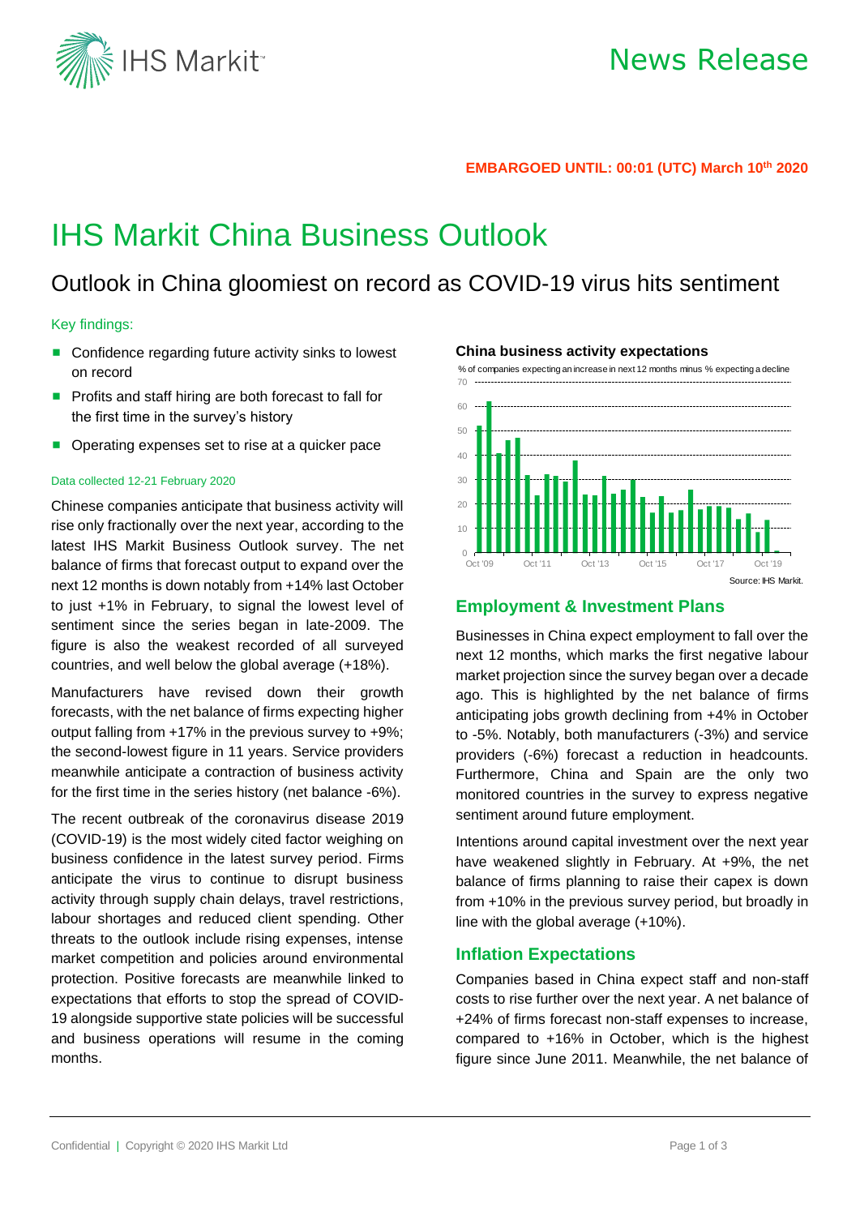**EMBARGOED UNTIL: 00:01 (UTC) March 10th 2020**

# IHS Markit China Business Outlook

## Outlook in China gloomiest on record as COVID-19 virus hits sentiment

Key findings:

- Confidence regarding future activity sinks to lowest on record
- Profits and staff hiring are both forecast to fall for the first time in the survey's history
- Operating expenses set to rise at a quicker pace

Data collected 12-21 February 2020

Chinese companies anticipate that business activity will rise only fractionally over the next year, according to the latest IHS Markit Business Outlook survey. The net balance of firms that forecast output to expand over the next 12 months is down notably from +14% last October to just +1% in February, to signal the lowest level of sentiment since the series began in late-2009. The figure is also the weakest recorded of all surveyed countries, and well below the global average (+18%).

Manufacturers have revised down their growth forecasts, with the net balance of firms expecting higher output falling from +17% in the previous survey to +9%; the second-lowest figure in 11 years. Service providers meanwhile anticipate a contraction of business activity for the first time in the series history (net balance -6%).

The recent outbreak of the coronavirus disease 2019 (COVID-19) is the most widely cited factor weighing on business confidence in the latest survey period. Firms anticipate the virus to continue to disrupt business activity through supply chain delays, travel restrictions, labour shortages and reduced client spending. Other threats to the outlook include rising expenses, intense market competition and policies around environmental protection. Positive forecasts are meanwhile linked to expectations that efforts to stop the spread of COVID-19 alongside supportive state policies will be successful and business operations will resume in the coming months.

**China business activity expectations**

% of companies expecting an increase in next 12 months minus % expecting a decline

Source: IHS Markit.

### Employment & Investment Plans

Businesses in China expect employment to fall over the next 12 months, which marks the first negative labour market projection since the survey began over a decade ago. This is highlighted by the net balance of firms anticipating jobs growth declining from +4% in October to -5%. Notably, both manufacturers (-3%) and service providers (-6%) forecast a reduction in headcounts. Furthermore, China and Spain are the only two monitored countries in the survey to express negative sentiment around future employment.

Intentions around capital investment over the next year have weakened slightly in February. At +9%, the net balance of firms planning to raise their capex is down from +10% in the previous survey period, but broadly in line with the global average (+10%).

### Inflation Expectations

Companies based in China expect staff and non-staff costs to rise further over the next year. A net balance of +24% of firms forecast non-staff expenses to increase, compared to +16% in October, which is the highest figure since June 2011. Meanwhile, the net balance of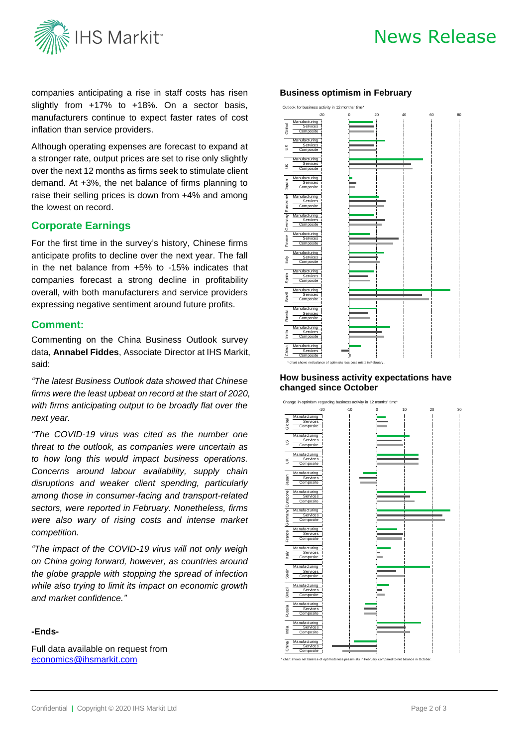companies anticipating a rise in staff costs has risen slightly from +17% to +18%. On a sector basis, manufacturers continue to expect faster rates of cost inflation than service providers.

Although operating expenses are forecast to expand at a stronger rate, output prices are set to rise only slightly over the next 12 months as firms seek to stimulate client demand. At +3%, the net balance of firms planning to raise their selling prices is down from +4% and among the lowest on record.

## Corporate Earnings

For the first time in the survey's history, Chinese firms anticipate profits to decline over the next year. The fall in the net balance from +5% to -15% indicates that companies forecast a strong decline in profitability overall, with both manufacturers and service providers expressing negative sentiment around future profits.

## Comment:

Commenting on the China Business Outlook survey data, **Annabel Fiddes**, Associate Director at IHS Markit, said:

*"The latest Business Outlook data showed that Chinese firms were the least upbeat on record at the start of 2020, with firms anticipating output to be broadly flat over the next year.*

*"The COVID-19 virus was cited as the number one threat to the outlook, as companies were uncertain as to how long this would impact business operations. Concerns around labour availability, supply chain disruptions and weaker client spending, particularly among those in consumer-facing and transport-related sectors, were reported in February. Nonetheless, firms were also wary of rising costs and intense market competition.*

*"The impact of the COVID-19 virus will not only weigh on China going forward, however, as countries around the globe grapple with stopping the spread of infection while also trying to limit its impact on economic growth and market confidence."*

**-Ends-**

Full data available on request from
economics@ihsmarkit.com

### Business optimism in February

Outlook for business activity in 12 months' time*

* chart shows net balance of optimists less pessimists in February.

### How business activity expectations have changed since October

Change in optimism regarding business activity in 12 months' time*

* chart shows net balance of optimists less pessimists in February compared to net balance in October.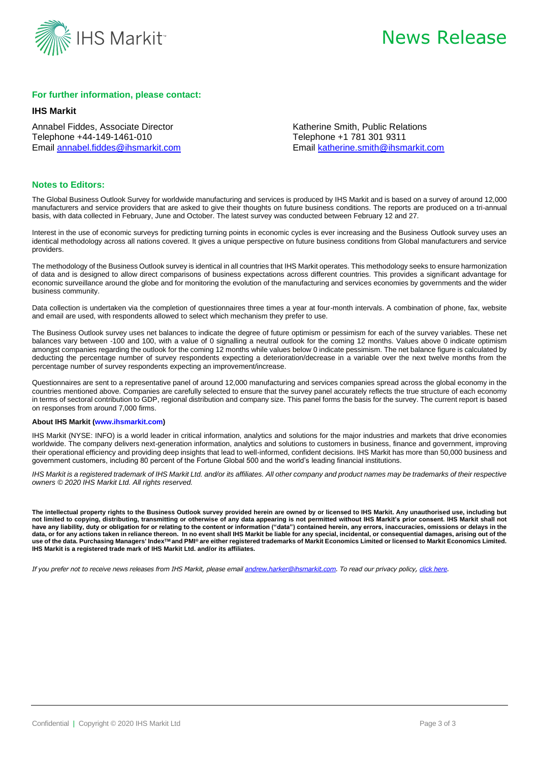News Release

### For further information, please contact:

**IHS Markit**

Annabel Fiddes, Associate Director
Telephone +44-149-1461-010
Email annabel.fiddes@ihsmarkit.com

Katherine Smith, Public Relations
Telephone +1 781 301 9311
Email katherine.smith@ihsmarkit.com

### Notes to Editors:

The Global Business Outlook Survey for worldwide manufacturing and services is produced by IHS Markit and is based on a survey of around 12,000 manufacturers and service providers that are asked to give their thoughts on future business conditions. The reports are produced on a tri-annual basis, with data collected in February, June and October. The latest survey was conducted between February 12 and 27.

Interest in the use of economic surveys for predicting turning points in economic cycles is ever increasing and the Business Outlook survey uses an identical methodology across all nations covered. It gives a unique perspective on future business conditions from Global manufacturers and service providers.

The methodology of the Business Outlook survey is identical in all countries that IHS Markit operates. This methodology seeks to ensure harmonization of data and is designed to allow direct comparisons of business expectations across different countries. This provides a significant advantage for economic surveillance around the globe and for monitoring the evolution of the manufacturing and services economies by governments and the wider business community.

Data collection is undertaken via the completion of questionnaires three times a year at four-month intervals. A combination of phone, fax, website and email are used, with respondents allowed to select which mechanism they prefer to use.

The Business Outlook survey uses net balances to indicate the degree of future optimism or pessimism for each of the survey variables. These net balances vary between -100 and 100, with a value of 0 signalling a neutral outlook for the coming 12 months. Values above 0 indicate optimism amongst companies regarding the outlook for the coming 12 months while values below 0 indicate pessimism. The net balance figure is calculated by deducting the percentage number of survey respondents expecting a deterioration/decrease in a variable over the next twelve months from the percentage number of survey respondents expecting an improvement/increase.

Questionnaires are sent to a representative panel of around 12,000 manufacturing and services companies spread across the global economy in the countries mentioned above. Companies are carefully selected to ensure that the survey panel accurately reflects the true structure of each economy in terms of sectoral contribution to GDP, regional distribution and company size. This panel forms the basis for the survey. The current report is based on responses from around 7,000 firms.

**About IHS Markit (www.ihsmarkit.com)**

IHS Markit (NYSE: INFO) is a world leader in critical information, analytics and solutions for the major industries and markets that drive economies worldwide. The company delivers next-generation information, analytics and solutions to customers in business, finance and government, improving their operational efficiency and providing deep insights that lead to well-informed, confident decisions. IHS Markit has more than 50,000 business and government customers, including 80 percent of the Fortune Global 500 and the world's leading financial institutions.

*IHS Markit is a registered trademark of IHS Markit Ltd. and/or its affiliates. All other company and product names may be trademarks of their respective owners © 2020 IHS Markit Ltd. All rights reserved.*

**The intellectual property rights to the Business Outlook survey provided herein are owned by or licensed to IHS Markit. Any unauthorised use, including but not limited to copying, distributing, transmitting or otherwise of any data appearing is not permitted without IHS Markit's prior consent. IHS Markit shall not have any liability, duty or obligation for or relating to the content or information ("data") contained herein, any errors, inaccuracies, omissions or delays in the data, or for any actions taken in reliance thereon. In no event shall IHS Markit be liable for any special, incidental, or consequential damages, arising out of the use of the data. Purchasing Managers' Index™ and PMI® are either registered trademarks of Markit Economics Limited or licensed to Markit Economics Limited. IHS Markit is a registered trade mark of IHS Markit Ltd. and/or its affiliates.**

*If you prefer not to receive news releases from IHS Markit, please email andrew.harker@ihsmarkit.com. To read our privacy policy, click here.*